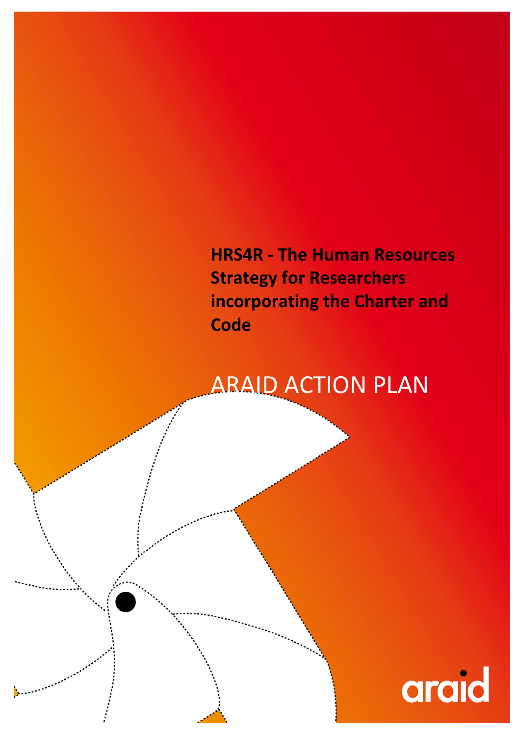# HRS4R - The Human Resources Strategy for Researchers incorporating the Charter and Code

## ARAID ACTION PLAN

araid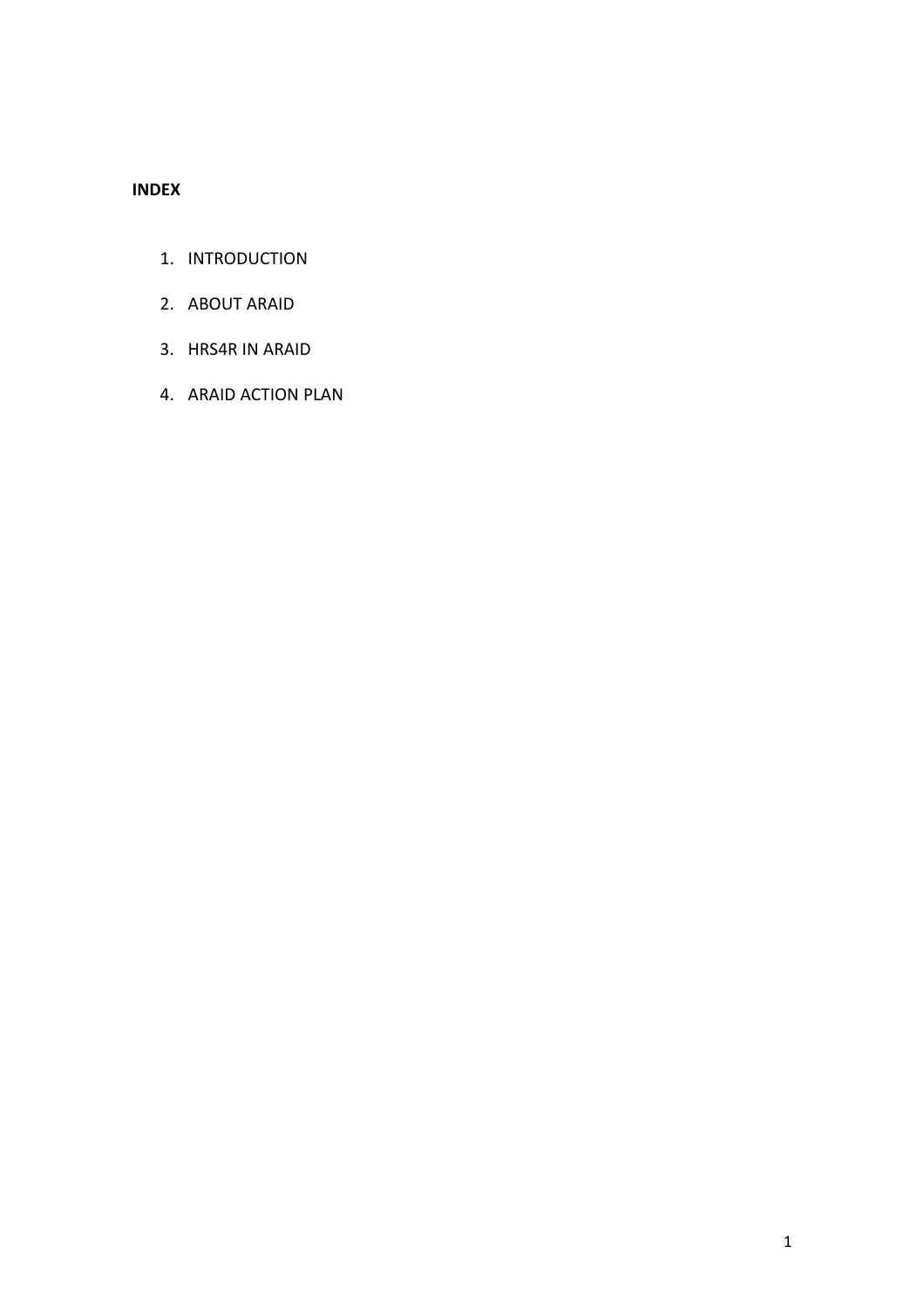**INDEX**

1. INTRODUCTION
2. ABOUT ARAID
3. HRS4R IN ARAID
4. ARAID ACTION PLAN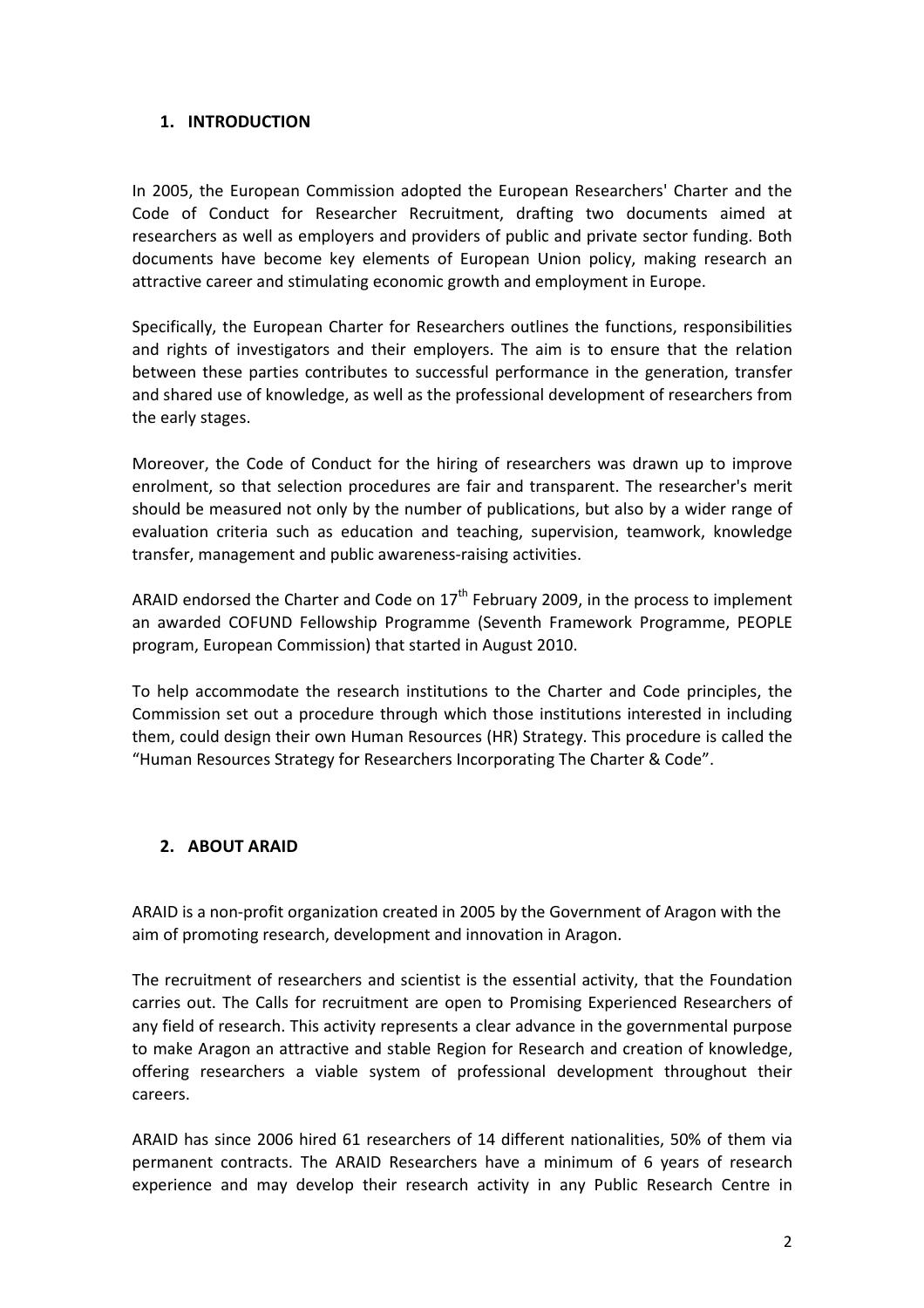## 1. INTRODUCTION

In 2005, the European Commission adopted the European Researchers' Charter and the Code of Conduct for Researcher Recruitment, drafting two documents aimed at researchers as well as employers and providers of public and private sector funding. Both documents have become key elements of European Union policy, making research an attractive career and stimulating economic growth and employment in Europe.

Specifically, the European Charter for Researchers outlines the functions, responsibilities and rights of investigators and their employers. The aim is to ensure that the relation between these parties contributes to successful performance in the generation, transfer and shared use of knowledge, as well as the professional development of researchers from the early stages.

Moreover, the Code of Conduct for the hiring of researchers was drawn up to improve enrolment, so that selection procedures are fair and transparent. The researcher's merit should be measured not only by the number of publications, but also by a wider range of evaluation criteria such as education and teaching, supervision, teamwork, knowledge transfer, management and public awareness-raising activities.

ARAID endorsed the Charter and Code on 17th February 2009, in the process to implement an awarded COFUND Fellowship Programme (Seventh Framework Programme, PEOPLE program, European Commission) that started in August 2010.

To help accommodate the research institutions to the Charter and Code principles, the Commission set out a procedure through which those institutions interested in including them, could design their own Human Resources (HR) Strategy. This procedure is called the "Human Resources Strategy for Researchers Incorporating The Charter & Code".

## 2. ABOUT ARAID

ARAID is a non-profit organization created in 2005 by the Government of Aragon with the aim of promoting research, development and innovation in Aragon.

The recruitment of researchers and scientist is the essential activity, that the Foundation carries out. The Calls for recruitment are open to Promising Experienced Researchers of any field of research. This activity represents a clear advance in the governmental purpose to make Aragon an attractive and stable Region for Research and creation of knowledge, offering researchers a viable system of professional development throughout their careers.

ARAID has since 2006 hired 61 researchers of 14 different nationalities, 50% of them via permanent contracts. The ARAID Researchers have a minimum of 6 years of research experience and may develop their research activity in any Public Research Centre in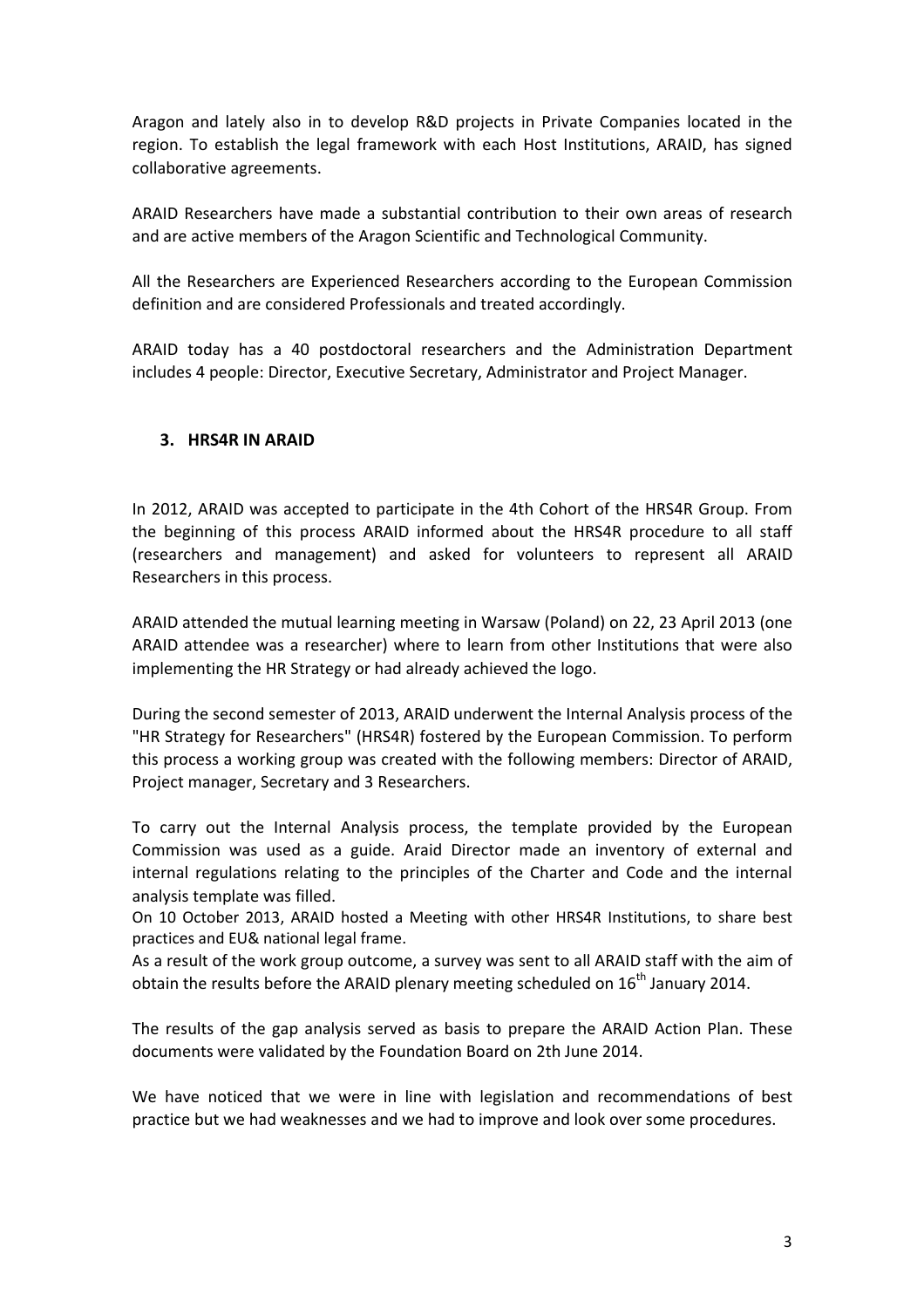Aragon and lately also in to develop R&D projects in Private Companies located in the region. To establish the legal framework with each Host Institutions, ARAID, has signed collaborative agreements.

ARAID Researchers have made a substantial contribution to their own areas of research and are active members of the Aragon Scientific and Technological Community.

All the Researchers are Experienced Researchers according to the European Commission definition and are considered Professionals and treated accordingly.

ARAID today has a 40 postdoctoral researchers and the Administration Department includes 4 people: Director, Executive Secretary, Administrator and Project Manager.

## 3. HRS4R IN ARAID

In 2012, ARAID was accepted to participate in the 4th Cohort of the HRS4R Group. From the beginning of this process ARAID informed about the HRS4R procedure to all staff (researchers and management) and asked for volunteers to represent all ARAID Researchers in this process.

ARAID attended the mutual learning meeting in Warsaw (Poland) on 22, 23 April 2013 (one ARAID attendee was a researcher) where to learn from other Institutions that were also implementing the HR Strategy or had already achieved the logo.

During the second semester of 2013, ARAID underwent the Internal Analysis process of the "HR Strategy for Researchers" (HRS4R) fostered by the European Commission. To perform this process a working group was created with the following members: Director of ARAID, Project manager, Secretary and 3 Researchers.

To carry out the Internal Analysis process, the template provided by the European Commission was used as a guide. Araid Director made an inventory of external and internal regulations relating to the principles of the Charter and Code and the internal analysis template was filled.

On 10 October 2013, ARAID hosted a Meeting with other HRS4R Institutions, to share best practices and EU& national legal frame.

As a result of the work group outcome, a survey was sent to all ARAID staff with the aim of obtain the results before the ARAID plenary meeting scheduled on 16th January 2014.

The results of the gap analysis served as basis to prepare the ARAID Action Plan. These documents were validated by the Foundation Board on 2th June 2014.

We have noticed that we were in line with legislation and recommendations of best practice but we had weaknesses and we had to improve and look over some procedures.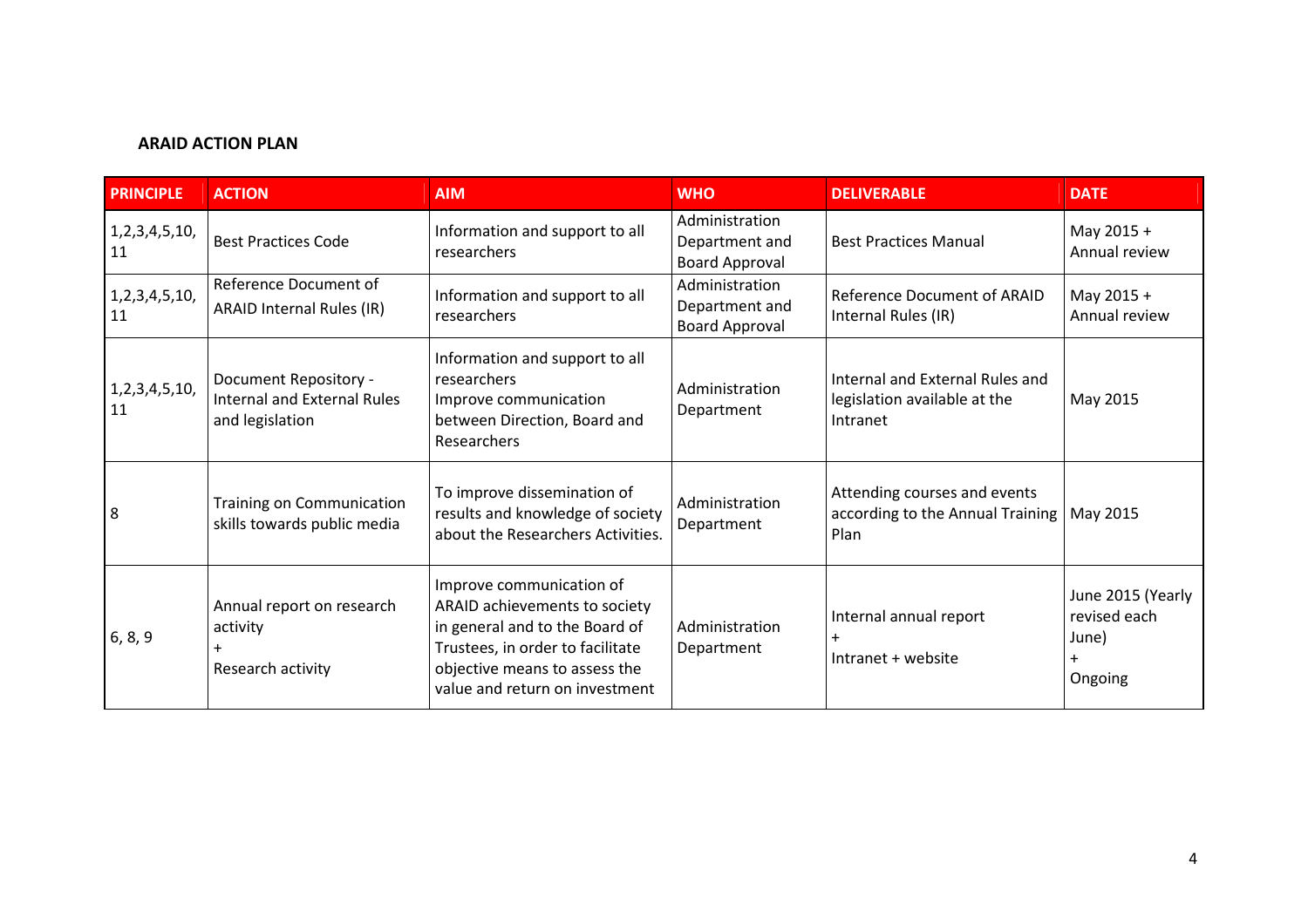**ARAID ACTION PLAN**

| PRINCIPLE | ACTION | AIM | WHO | DELIVERABLE | DATE |
|---|---|---|---|---|---|
| 1,2,3,4,5,10, 11 | Best Practices Code | Information and support to all researchers | Administration Department and Board Approval | Best Practices Manual | May 2015 + Annual review |
| 1,2,3,4,5,10, 11 | Reference Document of ARAID Internal Rules (IR) | Information and support to all researchers | Administration Department and Board Approval | Reference Document of ARAID Internal Rules (IR) | May 2015 + Annual review |
| 1,2,3,4,5,10, 11 | Document Repository - Internal and External Rules and legislation | Information and support to all researchers<br>Improve communication between Direction, Board and Researchers | Administration Department | Internal and External Rules and legislation available at the Intranet | May 2015 |
| 8 | Training on Communication skills towards public media | To improve dissemination of results and knowledge of society about the Researchers Activities. | Administration Department | Attending courses and events according to the Annual Training Plan | May 2015 |
| 6, 8, 9 | Annual report on research activity<br>+<br>Research activity | Improve communication of ARAID achievements to society in general and to the Board of Trustees, in order to facilitate objective means to assess the value and return on investment | Administration Department | Internal annual report<br>+<br>Intranet + website | June 2015 (Yearly revised each June)<br>+<br>Ongoing |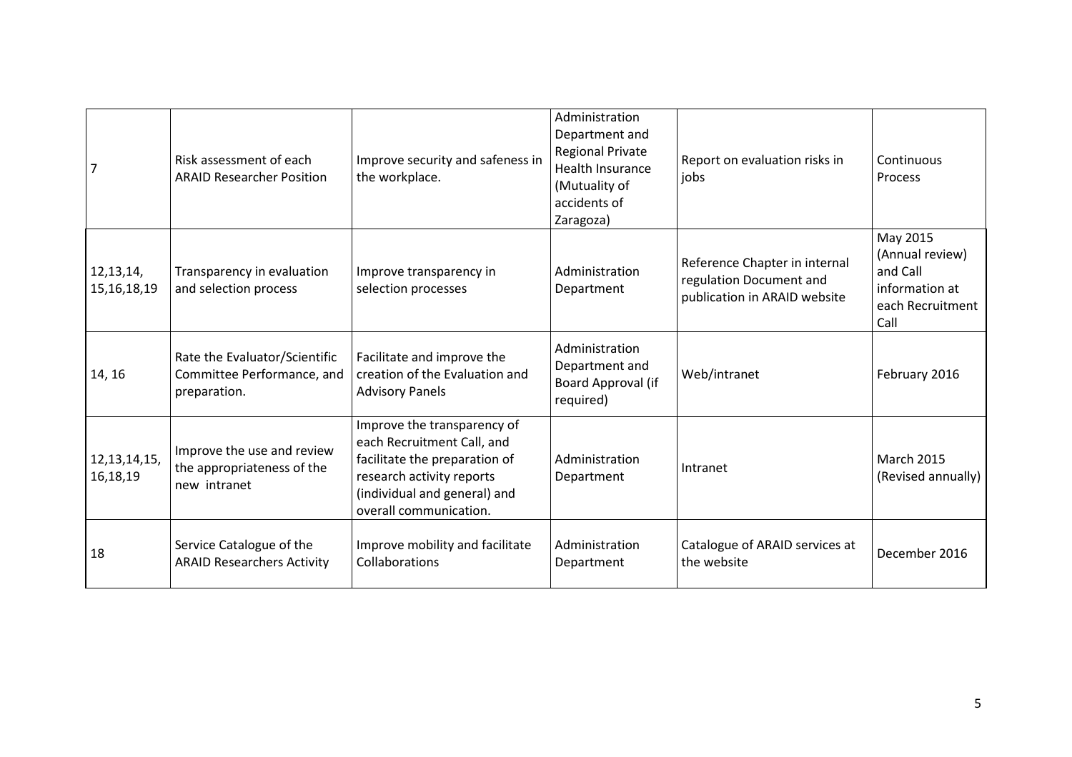| | | | | | |
|---|---|---|---|---|---|
| 7 | Risk assessment of each ARAID Researcher Position | Improve security and safeness in the workplace. | Administration Department and Regional Private Health Insurance (Mutuality of accidents of Zaragoza) | Report on evaluation risks in jobs | Continuous Process |
| 12,13,14, 15,16,18,19 | Transparency in evaluation and selection process | Improve transparency in selection processes | Administration Department | Reference Chapter in internal regulation Document and publication in ARAID website | May 2015 (Annual review) and Call information at each Recruitment Call |
| 14, 16 | Rate the Evaluator/Scientific Committee Performance, and preparation. | Facilitate and improve the creation of the Evaluation and Advisory Panels | Administration Department and Board Approval (if required) | Web/intranet | February 2016 |
| 12,13,14,15, 16,18,19 | Improve the use and review the appropriateness of the new intranet | Improve the transparency of each Recruitment Call, and facilitate the preparation of research activity reports (individual and general) and overall communication. | Administration Department | Intranet | March 2015 (Revised annually) |
| 18 | Service Catalogue of the ARAID Researchers Activity | Improve mobility and facilitate Collaborations | Administration Department | Catalogue of ARAID services at the website | December 2016 |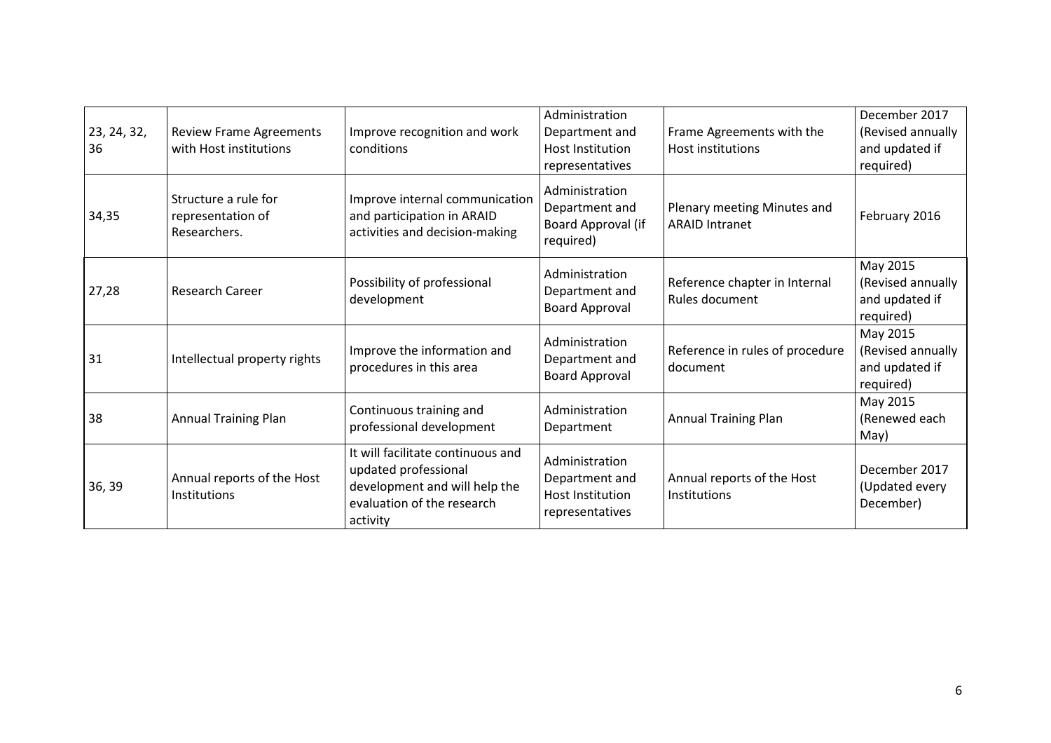| | | | | | |
|---|---|---|---|---|---|
| 23, 24, 32, 36 | Review Frame Agreements with Host institutions | Improve recognition and work conditions | Administration Department and Host Institution representatives | Frame Agreements with the Host institutions | December 2017 (Revised annually and updated if required) |
| 34,35 | Structure a rule for representation of Researchers. | Improve internal communication and participation in ARAID activities and decision-making | Administration Department and Board Approval (if required) | Plenary meeting Minutes and ARAID Intranet | February 2016 |
| 27,28 | Research Career | Possibility of professional development | Administration Department and Board Approval | Reference chapter in Internal Rules document | May 2015 (Revised annually and updated if required) |
| 31 | Intellectual property rights | Improve the information and procedures in this area | Administration Department and Board Approval | Reference in rules of procedure document | May 2015 (Revised annually and updated if required) |
| 38 | Annual Training Plan | Continuous training and professional development | Administration Department | Annual Training Plan | May 2015 (Renewed each May) |
| 36, 39 | Annual reports of the Host Institutions | It will facilitate continuous and updated professional development and will help the evaluation of the research activity | Administration Department and Host Institution representatives | Annual reports of the Host Institutions | December 2017 (Updated every December) |